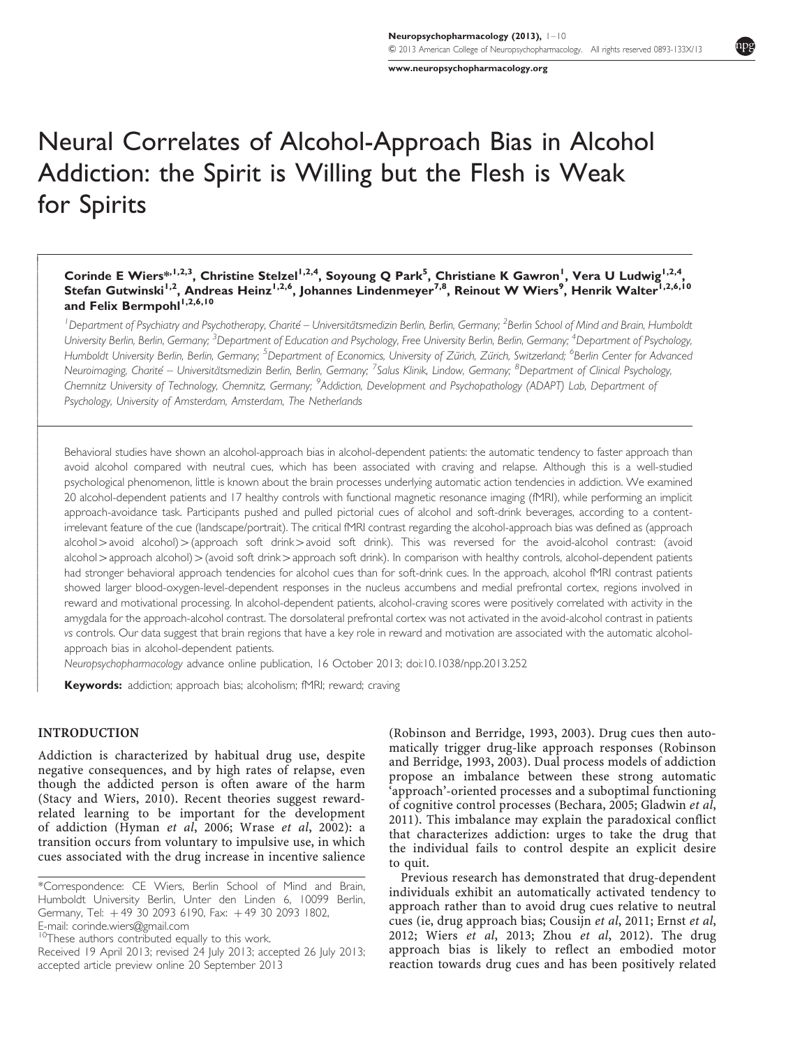# Neural Correlates of Alcohol-Approach Bias in Alcohol Addiction: the Spirit is Willing but the Flesh is Weak for Spirits

**Corinde E Wiers*[1,2,3], Christine Stelzel[1,2,4], Soyoung Q Park[5], Christiane K Gawron[1], Vera U Ludwig[1,2,4], Stefan Gutwinski[1,2], Andreas Heinz[1,2,6], Johannes Lindenmeyer[7,8], Reinout W Wiers[9], Henrik Walter[1,2,6,10] and Felix Bermpohl[1,2,6,10]**

[1]Department of Psychiatry and Psychotherapy, Charité – Universitätsmedizin Berlin, Berlin, Germany; [2]Berlin School of Mind and Brain, Humboldt University Berlin, Berlin, Germany; [3]Department of Education and Psychology, Free University Berlin, Berlin, Germany; [4]Department of Psychology, Humboldt University Berlin, Berlin, Germany; [5]Department of Economics, University of Zürich, Zürich, Switzerland; [6]Berlin Center for Advanced Neuroimaging, Charité – Universitätsmedizin Berlin, Berlin, Germany; [7]Salus Klinik, Lindow, Germany; [8]Department of Clinical Psychology, Chemnitz University of Technology, Chemnitz, Germany; [9]Addiction, Development and Psychopathology (ADAPT) Lab, Department of Psychology, University of Amsterdam, Amsterdam, The Netherlands

Behavioral studies have shown an alcohol-approach bias in alcohol-dependent patients: the automatic tendency to faster approach than avoid alcohol compared with neutral cues, which has been associated with craving and relapse. Although this is a well-studied psychological phenomenon, little is known about the brain processes underlying automatic action tendencies in addiction. We examined 20 alcohol-dependent patients and 17 healthy controls with functional magnetic resonance imaging (fMRI), while performing an implicit approach-avoidance task. Participants pushed and pulled pictorial cues of alcohol and soft-drink beverages, according to a content-irrelevant feature of the cue (landscape/portrait). The critical fMRI contrast regarding the alcohol-approach bias was defined as (approach alcohol > avoid alcohol) > (approach soft drink > avoid soft drink). This was reversed for the avoid-alcohol contrast: (avoid alcohol > approach alcohol) > (avoid soft drink > approach soft drink). In comparison with healthy controls, alcohol-dependent patients had stronger behavioral approach tendencies for alcohol cues than for soft-drink cues. In the approach, alcohol fMRI contrast patients showed larger blood-oxygen-level-dependent responses in the nucleus accumbens and medial prefrontal cortex, regions involved in reward and motivational processing. In alcohol-dependent patients, alcohol-craving scores were positively correlated with activity in the amygdala for the approach-alcohol contrast. The dorsolateral prefrontal cortex was not activated in the avoid-alcohol contrast in patients *vs* controls. Our data suggest that brain regions that have a key role in reward and motivation are associated with the automatic alcohol-approach bias in alcohol-dependent patients.

*Neuropsychopharmacology* advance online publication, 16 October 2013; doi:10.1038/npp.2013.252

**Keywords:** addiction; approach bias; alcoholism; fMRI; reward; craving

## INTRODUCTION

Addiction is characterized by habitual drug use, despite negative consequences, and by high rates of relapse, even though the addicted person is often aware of the harm (Stacy and Wiers, 2010). Recent theories suggest reward-related learning to be important for the development of addiction (Hyman *et al*, 2006; Wrase *et al*, 2002): a transition occurs from voluntary to impulsive use, in which cues associated with the drug increase in incentive salience (Robinson and Berridge, 1993, 2003). Drug cues then automatically trigger drug-like approach responses (Robinson and Berridge, 1993, 2003). Dual process models of addiction propose an imbalance between these strong automatic 'approach'-oriented processes and a suboptimal functioning of cognitive control processes (Bechara, 2005; Gladwin *et al*, 2011). This imbalance may explain the paradoxical conflict that characterizes addiction: urges to take the drug that the individual fails to control despite an explicit desire to quit.

Previous research has demonstrated that drug-dependent individuals exhibit an automatically activated tendency to approach rather than to avoid drug cues relative to neutral cues (ie, drug approach bias; Cousijn *et al*, 2011; Ernst *et al*, 2012; Wiers *et al*, 2013; Zhou *et al*, 2012). The drug approach bias is likely to reflect an embodied motor reaction towards drug cues and has been positively related

*Correspondence: CE Wiers, Berlin School of Mind and Brain, Humboldt University Berlin, Unter den Linden 6, 10099 Berlin, Germany, Tel: + 49 30 2093 6190, Fax: + 49 30 2093 1802, E-mail: corinde.wiers@gmail.com

[10]These authors contributed equally to this work.

Received 19 April 2013; revised 24 July 2013; accepted 26 July 2013; accepted article preview online 20 September 2013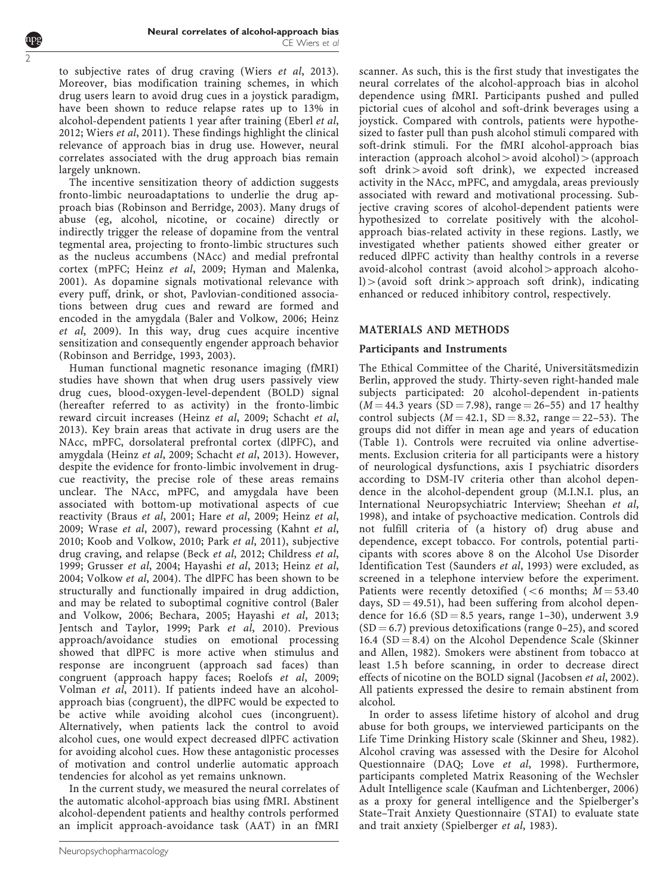to subjective rates of drug craving (Wiers *et al*, 2013). Moreover, bias modification training schemes, in which drug users learn to avoid drug cues in a joystick paradigm, have been shown to reduce relapse rates up to 13% in alcohol-dependent patients 1 year after training (Eberl *et al*, 2012; Wiers *et al*, 2011). These findings highlight the clinical relevance of approach bias in drug use. However, neural correlates associated with the drug approach bias remain largely unknown.

The incentive sensitization theory of addiction suggests fronto-limbic neuroadaptations to underlie the drug approach bias (Robinson and Berridge, 2003). Many drugs of abuse (eg, alcohol, nicotine, or cocaine) directly or indirectly trigger the release of dopamine from the ventral tegmental area, projecting to fronto-limbic structures such as the nucleus accumbens (NAcc) and medial prefrontal cortex (mPFC; Heinz *et al*, 2009; Hyman and Malenka, 2001). As dopamine signals motivational relevance with every puff, drink, or shot, Pavlovian-conditioned associations between drug cues and reward are formed and encoded in the amygdala (Baler and Volkow, 2006; Heinz *et al*, 2009). In this way, drug cues acquire incentive sensitization and consequently engender approach behavior (Robinson and Berridge, 1993, 2003).

Human functional magnetic resonance imaging (fMRI) studies have shown that when drug users passively view drug cues, blood-oxygen-level-dependent (BOLD) signal (hereafter referred to as activity) in the fronto-limbic reward circuit increases (Heinz *et al*, 2009; Schacht *et al*, 2013). Key brain areas that activate in drug users are the NAcc, mPFC, dorsolateral prefrontal cortex (dlPFC), and amygdala (Heinz *et al*, 2009; Schacht *et al*, 2013). However, despite the evidence for fronto-limbic involvement in drug-cue reactivity, the precise role of these areas remains unclear. The NAcc, mPFC, and amygdala have been associated with bottom-up motivational aspects of cue reactivity (Braus *et al*, 2001; Hare *et al*, 2009; Heinz *et al*, 2009; Wrase *et al*, 2007), reward processing (Kahnt *et al*, 2010; Koob and Volkow, 2010; Park *et al*, 2011), subjective drug craving, and relapse (Beck *et al*, 2012; Childress *et al*, 1999; Grusser *et al*, 2004; Hayashi *et al*, 2013; Heinz *et al*, 2004; Volkow *et al*, 2004). The dlPFC has been shown to be structurally and functionally impaired in drug addiction, and may be related to suboptimal cognitive control (Baler and Volkow, 2006; Bechara, 2005; Hayashi *et al*, 2013; Jentsch and Taylor, 1999; Park *et al*, 2010). Previous approach/avoidance studies on emotional processing showed that dlPFC is more active when stimulus and response are incongruent (approach sad faces) than congruent (approach happy faces; Roelofs *et al*, 2009; Volman *et al*, 2011). If patients indeed have an alcohol-approach bias (congruent), the dlPFC would be expected to be active while avoiding alcohol cues (incongruent). Alternatively, when patients lack the control to avoid alcohol cues, one would expect decreased dlPFC activation for avoiding alcohol cues. How these antagonistic processes of motivation and control underlie automatic approach tendencies for alcohol as yet remains unknown.

In the current study, we measured the neural correlates of the automatic alcohol-approach bias using fMRI. Abstinent alcohol-dependent patients and healthy controls performed an implicit approach-avoidance task (AAT) in an fMRI scanner. As such, this is the first study that investigates the neural correlates of the alcohol-approach bias in alcohol dependence using fMRI. Participants pushed and pulled pictorial cues of alcohol and soft-drink beverages using a joystick. Compared with controls, patients were hypothesized to faster pull than push alcohol stimuli compared with soft-drink stimuli. For the fMRI alcohol-approach bias interaction (approach alcohol > avoid alcohol) > (approach soft drink > avoid soft drink), we expected increased activity in the NAcc, mPFC, and amygdala, areas previously associated with reward and motivational processing. Subjective craving scores of alcohol-dependent patients were hypothesized to correlate positively with the alcohol-approach bias-related activity in these regions. Lastly, we investigated whether patients showed either greater or reduced dlPFC activity than healthy controls in a reverse avoid-alcohol contrast (avoid alcohol > approach alcohol) > (avoid soft drink > approach soft drink), indicating enhanced or reduced inhibitory control, respectively.

## MATERIALS AND METHODS

### Participants and Instruments

The Ethical Committee of the Charité, Universitätsmedizin Berlin, approved the study. Thirty-seven right-handed male subjects participated: 20 alcohol-dependent in-patients ($M = 44.3$ years (SD = 7.98), range = 26–55) and 17 healthy control subjects ($M = 42.1$, SD = 8.32, range = 22–53). The groups did not differ in mean age and years of education (Table 1). Controls were recruited via online advertisements. Exclusion criteria for all participants were a history of neurological dysfunctions, axis I psychiatric disorders according to DSM-IV criteria other than alcohol dependence in the alcohol-dependent group (M.I.N.I. plus, an International Neuropsychiatric Interview; Sheehan *et al*, 1998), and intake of psychoactive medication. Controls did not fulfill criteria of (a history of) drug abuse and dependence, except tobacco. For controls, potential participants with scores above 8 on the Alcohol Use Disorder Identification Test (Saunders *et al*, 1993) were excluded, as screened in a telephone interview before the experiment. Patients were recently detoxified (< 6 months; $M = 53.40$ days, SD = 49.51), had been suffering from alcohol dependence for 16.6 (SD = 8.5 years, range 1–30), underwent 3.9 (SD = 6.7) previous detoxifications (range 0–25), and scored 16.4 (SD = 8.4) on the Alcohol Dependence Scale (Skinner and Allen, 1982). Smokers were abstinent from tobacco at least 1.5 h before scanning, in order to decrease direct effects of nicotine on the BOLD signal (Jacobsen *et al*, 2002). All patients expressed the desire to remain abstinent from alcohol.

In order to assess lifetime history of alcohol and drug abuse for both groups, we interviewed participants on the Life Time Drinking History scale (Skinner and Sheu, 1982). Alcohol craving was assessed with the Desire for Alcohol Questionnaire (DAQ; Love *et al*, 1998). Furthermore, participants completed Matrix Reasoning of the Wechsler Adult Intelligence scale (Kaufman and Lichtenberger, 2006) as a proxy for general intelligence and the Spielberger's State–Trait Anxiety Questionnaire (STAI) to evaluate state and trait anxiety (Spielberger *et al*, 1983).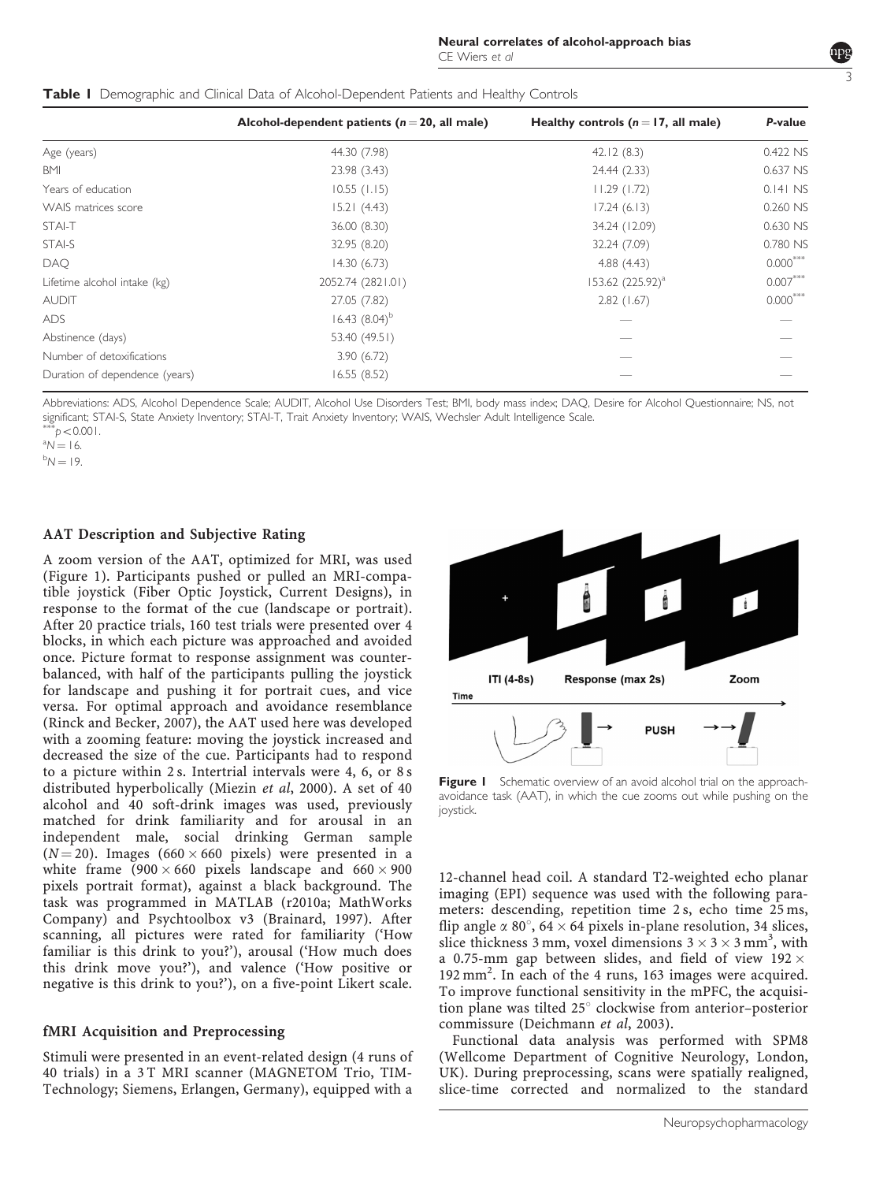**Table 1** Demographic and Clinical Data of Alcohol-Dependent Patients and Healthy Controls

| | Alcohol-dependent patients ($n = 20$, all male) | Healthy controls ($n = 17$, all male) | P-value |
|---|---|---|---|
| Age (years) | 44.30 (7.98) | 42.12 (8.3) | 0.422 NS |
| BMI | 23.98 (3.43) | 24.44 (2.33) | 0.637 NS |
| Years of education | 10.55 (1.15) | 11.29 (1.72) | 0.141 NS |
| WAIS matrices score | 15.21 (4.43) | 17.24 (6.13) | 0.260 NS |
| STAI-T | 36.00 (8.30) | 34.24 (12.09) | 0.630 NS |
| STAI-S | 32.95 (8.20) | 32.24 (7.09) | 0.780 NS |
| DAQ | 14.30 (6.73) | 4.88 (4.43) | 0.000*** |
| Lifetime alcohol intake (kg) | 2052.74 (2821.01) | 153.62 (225.92)[a] | 0.007*** |
| AUDIT | 27.05 (7.82) | 2.82 (1.67) | 0.000*** |
| ADS | 16.43 (8.04)[b] | — | — |
| Abstinence (days) | 53.40 (49.51) | — | — |
| Number of detoxifications | 3.90 (6.72) | — | — |
| Duration of dependence (years) | 16.55 (8.52) | — | — |

Abbreviations: ADS, Alcohol Dependence Scale; AUDIT, Alcohol Use Disorders Test; BMI, body mass index; DAQ, Desire for Alcohol Questionnaire; NS, not significant; STAI-S, State Anxiety Inventory; STAI-T, Trait Anxiety Inventory; WAIS, Wechsler Adult Intelligence Scale.
***$p < 0.001$.
[a]$N = 16$.
[b]$N = 19$.

### AAT Description and Subjective Rating

A zoom version of the AAT, optimized for MRI, was used (Figure 1). Participants pushed or pulled an MRI-compatible joystick (Fiber Optic Joystick, Current Designs), in response to the format of the cue (landscape or portrait). After 20 practice trials, 160 test trials were presented over 4 blocks, in which each picture was approached and avoided once. Picture format to response assignment was counterbalanced, with half of the participants pulling the joystick for landscape and pushing it for portrait cues, and vice versa. For optimal approach and avoidance resemblance (Rinck and Becker, 2007), the AAT used here was developed with a zooming feature: moving the joystick increased and decreased the size of the cue. Participants had to respond to a picture within 2 s. Intertrial intervals were 4, 6, or 8 s distributed hyperbolically (Miezin *et al*, 2000). A set of 40 alcohol and 40 soft-drink images was used, previously matched for drink familiarity and for arousal in an independent male, social drinking German sample ($N = 20$). Images ($660 \times 660$ pixels) were presented in a white frame ($900 \times 660$ pixels landscape and $660 \times 900$ pixels portrait format), against a black background. The task was programmed in MATLAB (r2010a; MathWorks Company) and Psychtoolbox v3 (Brainard, 1997). After scanning, all pictures were rated for familiarity ('How familiar is this drink to you?'), arousal ('How much does this drink move you?'), and valence ('How positive or negative is this drink to you?'), on a five-point Likert scale.

**Figure 1** Schematic overview of an avoid alcohol trial on the approach-avoidance task (AAT), in which the cue zooms out while pushing on the joystick.

### fMRI Acquisition and Preprocessing

Stimuli were presented in an event-related design (4 runs of 40 trials) in a 3 T MRI scanner (MAGNETOM Trio, TIM-Technology; Siemens, Erlangen, Germany), equipped with a 12-channel head coil. A standard T2-weighted echo planar imaging (EPI) sequence was used with the following parameters: descending, repetition time 2 s, echo time 25 ms, flip angle $\alpha$ 80°, $64 \times 64$ pixels in-plane resolution, 34 slices, slice thickness 3 mm, voxel dimensions $3 \times 3 \times 3\,\text{mm}^3$, with a 0.75-mm gap between slides, and field of view $192 \times 192\,\text{mm}^2$. In each of the 4 runs, 163 images were acquired. To improve functional sensitivity in the mPFC, the acquisition plane was tilted 25° clockwise from anterior–posterior commissure (Deichmann *et al*, 2003).

Functional data analysis was performed with SPM8 (Wellcome Department of Cognitive Neurology, London, UK). During preprocessing, scans were spatially realigned, slice-time corrected and normalized to the standard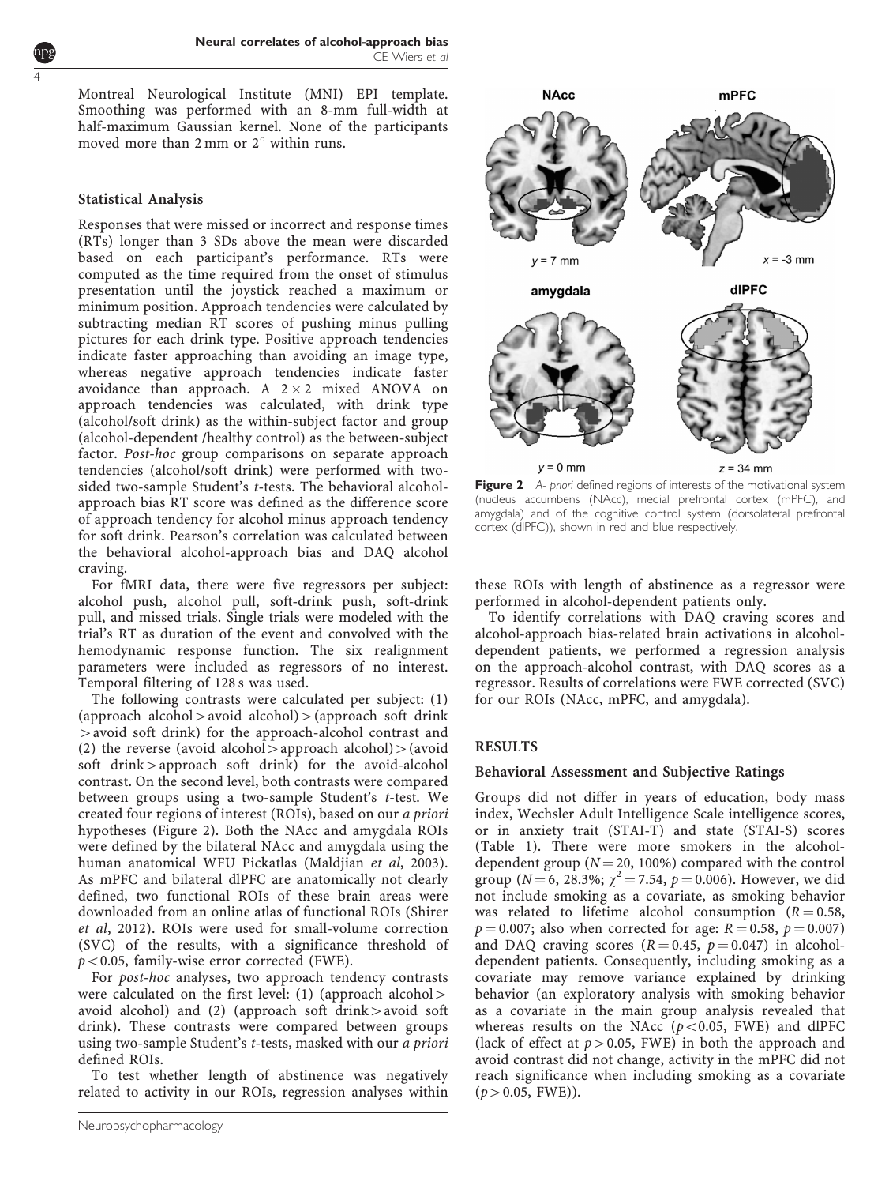Montreal Neurological Institute (MNI) EPI template. Smoothing was performed with an 8-mm full-width at half-maximum Gaussian kernel. None of the participants moved more than 2 mm or 2° within runs.

### Statistical Analysis

Responses that were missed or incorrect and response times (RTs) longer than 3 SDs above the mean were discarded based on each participant's performance. RTs were computed as the time required from the onset of stimulus presentation until the joystick reached a maximum or minimum position. Approach tendencies were calculated by subtracting median RT scores of pushing minus pulling pictures for each drink type. Positive approach tendencies indicate faster approaching than avoiding an image type, whereas negative approach tendencies indicate faster avoidance than approach. A $2 \times 2$ mixed ANOVA on approach tendencies was calculated, with drink type (alcohol/soft drink) as the within-subject factor and group (alcohol-dependent /healthy control) as the between-subject factor. *Post-hoc* group comparisons on separate approach tendencies (alcohol/soft drink) were performed with two-sided two-sample Student's *t*-tests. The behavioral alcohol-approach bias RT score was defined as the difference score of approach tendency for alcohol minus approach tendency for soft drink. Pearson's correlation was calculated between the behavioral alcohol-approach bias and DAQ alcohol craving.

For fMRI data, there were five regressors per subject: alcohol push, alcohol pull, soft-drink push, soft-drink pull, and missed trials. Single trials were modeled with the trial's RT as duration of the event and convolved with the hemodynamic response function. The six realignment parameters were included as regressors of no interest. Temporal filtering of 128 s was used.

The following contrasts were calculated per subject: (1) (approach alcohol > avoid alcohol) > (approach soft drink > avoid soft drink) for the approach-alcohol contrast and (2) the reverse (avoid alcohol > approach alcohol) > (avoid soft drink > approach soft drink) for the avoid-alcohol contrast. On the second level, both contrasts were compared between groups using a two-sample Student's *t*-test. We created four regions of interest (ROIs), based on our *a priori* hypotheses (Figure 2). Both the NAcc and amygdala ROIs were defined by the bilateral NAcc and amygdala using the human anatomical WFU Pickatlas (Maldjian *et al*, 2003). As mPFC and bilateral dlPFC are anatomically not clearly defined, two functional ROIs of these brain areas were downloaded from an online atlas of functional ROIs (Shirer *et al*, 2012). ROIs were used for small-volume correction (SVC) of the results, with a significance threshold of $p < 0.05$, family-wise error corrected (FWE).

For *post-hoc* analyses, two approach tendency contrasts were calculated on the first level: (1) (approach alcohol > avoid alcohol) and (2) (approach soft drink > avoid soft drink). These contrasts were compared between groups using two-sample Student's *t*-tests, masked with our *a priori* defined ROIs.

To test whether length of abstinence was negatively related to activity in our ROIs, regression analyses within these ROIs with length of abstinence as a regressor were performed in alcohol-dependent patients only.

To identify correlations with DAQ craving scores and alcohol-approach bias-related brain activations in alcohol-dependent patients, we performed a regression analysis on the approach-alcohol contrast, with DAQ scores as a regressor. Results of correlations were FWE corrected (SVC) for our ROIs (NAcc, mPFC, and amygdala).

**Figure 2** *A- priori* defined regions of interests of the motivational system (nucleus accumbens (NAcc), medial prefrontal cortex (mPFC), and amygdala) and of the cognitive control system (dorsolateral prefrontal cortex (dlPFC)), shown in red and blue respectively.

## RESULTS

### Behavioral Assessment and Subjective Ratings

Groups did not differ in years of education, body mass index, Wechsler Adult Intelligence Scale intelligence scores, or in anxiety trait (STAI-T) and state (STAI-S) scores (Table 1). There were more smokers in the alcohol-dependent group ($N = 20$, 100%) compared with the control group ($N = 6$, 28.3%; $\chi^2 = 7.54$, $p = 0.006$). However, we did not include smoking as a covariate, as smoking behavior was related to lifetime alcohol consumption ($R = 0.58$, $p = 0.007$; also when corrected for age: $R = 0.58$, $p = 0.007$) and DAQ craving scores ($R = 0.45$, $p = 0.047$) in alcohol-dependent patients. Consequently, including smoking as a covariate may remove variance explained by drinking behavior (an exploratory analysis with smoking behavior as a covariate in the main group analysis revealed that whereas results on the NAcc ($p < 0.05$, FWE) and dlPFC (lack of effect at $p > 0.05$, FWE) in both the approach and avoid contrast did not change, activity in the mPFC did not reach significance when including smoking as a covariate ($p > 0.05$, FWE)).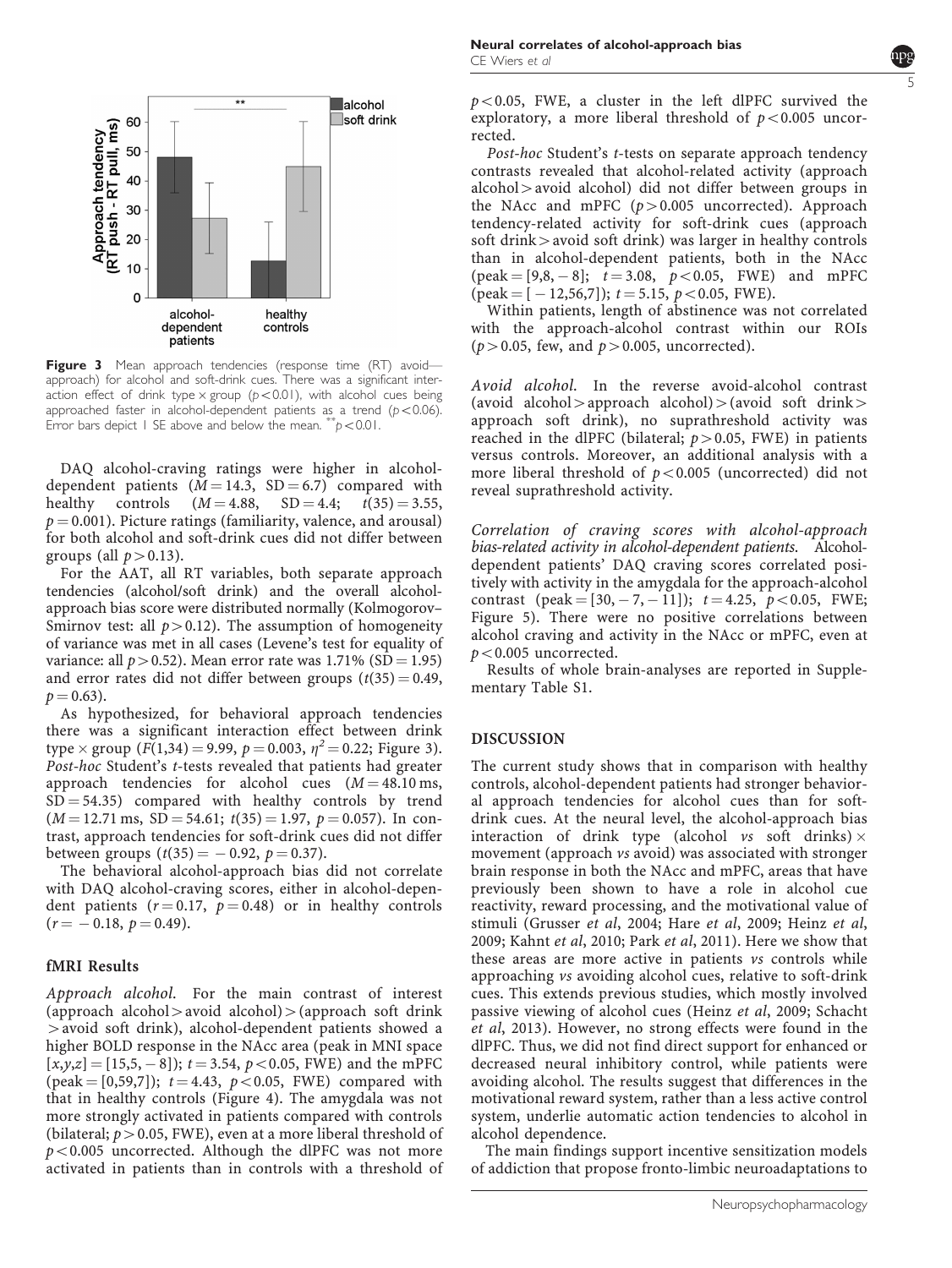Figure 3 Mean approach tendencies (response time (RT) avoid—approach) for alcohol and soft-drink cues. There was a significant interaction effect of drink type × group ($p < 0.01$), with alcohol cues being approached faster in alcohol-dependent patients as a trend ($p < 0.06$). Error bars depict 1 SE above and below the mean. $^{**}p < 0.01$.

DAQ alcohol-craving ratings were higher in alcohol-dependent patients ($M = 14.3$, $SD = 6.7$) compared with healthy controls ($M = 4.88$, $SD = 4.4$; $t(35) = 3.55$, $p = 0.001$). Picture ratings (familiarity, valence, and arousal) for both alcohol and soft-drink cues did not differ between groups (all $p > 0.13$).

For the AAT, all RT variables, both separate approach tendencies (alcohol/soft drink) and the overall alcohol-approach bias score were distributed normally (Kolmogorov–Smirnov test: all $p > 0.12$). The assumption of homogeneity of variance was met in all cases (Levene's test for equality of variance: all $p > 0.52$). Mean error rate was 1.71% ($SD = 1.95$) and error rates did not differ between groups ($t(35) = 0.49$, $p = 0.63$).

As hypothesized, for behavioral approach tendencies there was a significant interaction effect between drink type × group ($F(1,34) = 9.99$, $p = 0.003$, $\eta^2 = 0.22$; Figure 3). *Post-hoc* Student's *t*-tests revealed that patients had greater approach tendencies for alcohol cues ($M = 48.10$ ms, $SD = 54.35$) compared with healthy controls by trend ($M = 12.71$ ms, $SD = 54.61$; $t(35) = 1.97$, $p = 0.057$). In contrast, approach tendencies for soft-drink cues did not differ between groups ($t(35) = -0.92$, $p = 0.37$).

The behavioral alcohol-approach bias did not correlate with DAQ alcohol-craving scores, either in alcohol-dependent patients ($r = 0.17$, $p = 0.48$) or in healthy controls ($r = -0.18$, $p = 0.49$).

## fMRI Results

*Approach alcohol.* For the main contrast of interest (approach alcohol > avoid alcohol) > (approach soft drink > avoid soft drink), alcohol-dependent patients showed a higher BOLD response in the NAcc area (peak in MNI space $[x,y,z] = [15,5,-8]$); $t = 3.54$, $p < 0.05$, FWE) and the mPFC (peak = [0,59,7]); $t = 4.43$, $p < 0.05$, FWE) compared with that in healthy controls (Figure 4). The amygdala was not more strongly activated in patients compared with controls (bilateral; $p > 0.05$, FWE), even at a more liberal threshold of $p < 0.005$ uncorrected. Although the dlPFC was not more activated in patients than in controls with a threshold of $p < 0.05$, FWE, a cluster in the left dlPFC survived the exploratory, a more liberal threshold of $p < 0.005$ uncorrected.

*Post-hoc* Student's *t*-tests on separate approach tendency contrasts revealed that alcohol-related activity (approach alcohol > avoid alcohol) did not differ between groups in the NAcc and mPFC ($p > 0.005$ uncorrected). Approach tendency-related activity for soft-drink cues (approach soft drink > avoid soft drink) was larger in healthy controls than in alcohol-dependent patients, both in the NAcc (peak = [9,8,−8]; $t = 3.08$, $p < 0.05$, FWE) and mPFC (peak = [−12,56,7]); $t = 5.15$, $p < 0.05$, FWE).

Within patients, length of abstinence was not correlated with the approach-alcohol contrast within our ROIs ($p > 0.05$, few, and $p > 0.005$, uncorrected).

*Avoid alcohol.* In the reverse avoid-alcohol contrast (avoid alcohol > approach alcohol) > (avoid soft drink > approach soft drink), no suprathreshold activity was reached in the dlPFC (bilateral; $p > 0.05$, FWE) in patients versus controls. Moreover, an additional analysis with a more liberal threshold of $p < 0.005$ (uncorrected) did not reveal suprathreshold activity.

*Correlation of craving scores with alcohol-approach bias-related activity in alcohol-dependent patients.* Alcohol-dependent patients' DAQ craving scores correlated positively with activity in the amygdala for the approach-alcohol contrast (peak = [30,−7,−11]); $t = 4.25$, $p < 0.05$, FWE; Figure 5). There were no positive correlations between alcohol craving and activity in the NAcc or mPFC, even at $p < 0.005$ uncorrected.

Results of whole brain-analyses are reported in Supplementary Table S1.

## DISCUSSION

The current study shows that in comparison with healthy controls, alcohol-dependent patients had stronger behavioral approach tendencies for alcohol cues than for soft-drink cues. At the neural level, the alcohol-approach bias interaction of drink type (alcohol *vs* soft drinks) × movement (approach *vs* avoid) was associated with stronger brain response in both the NAcc and mPFC, areas that have previously been shown to have a role in alcohol cue reactivity, reward processing, and the motivational value of stimuli (Grusser *et al*, 2004; Hare *et al*, 2009; Heinz *et al*, 2009; Kahnt *et al*, 2010; Park *et al*, 2011). Here we show that these areas are more active in patients *vs* controls while approaching *vs* avoiding alcohol cues, relative to soft-drink cues. This extends previous studies, which mostly involved passive viewing of alcohol cues (Heinz *et al*, 2009; Schacht *et al*, 2013). However, no strong effects were found in the dlPFC. Thus, we did not find direct support for enhanced or decreased neural inhibitory control, while patients were avoiding alcohol. The results suggest that differences in the motivational reward system, rather than a less active control system, underlie automatic action tendencies to alcohol in alcohol dependence.

The main findings support incentive sensitization models of addiction that propose fronto-limbic neuroadaptations to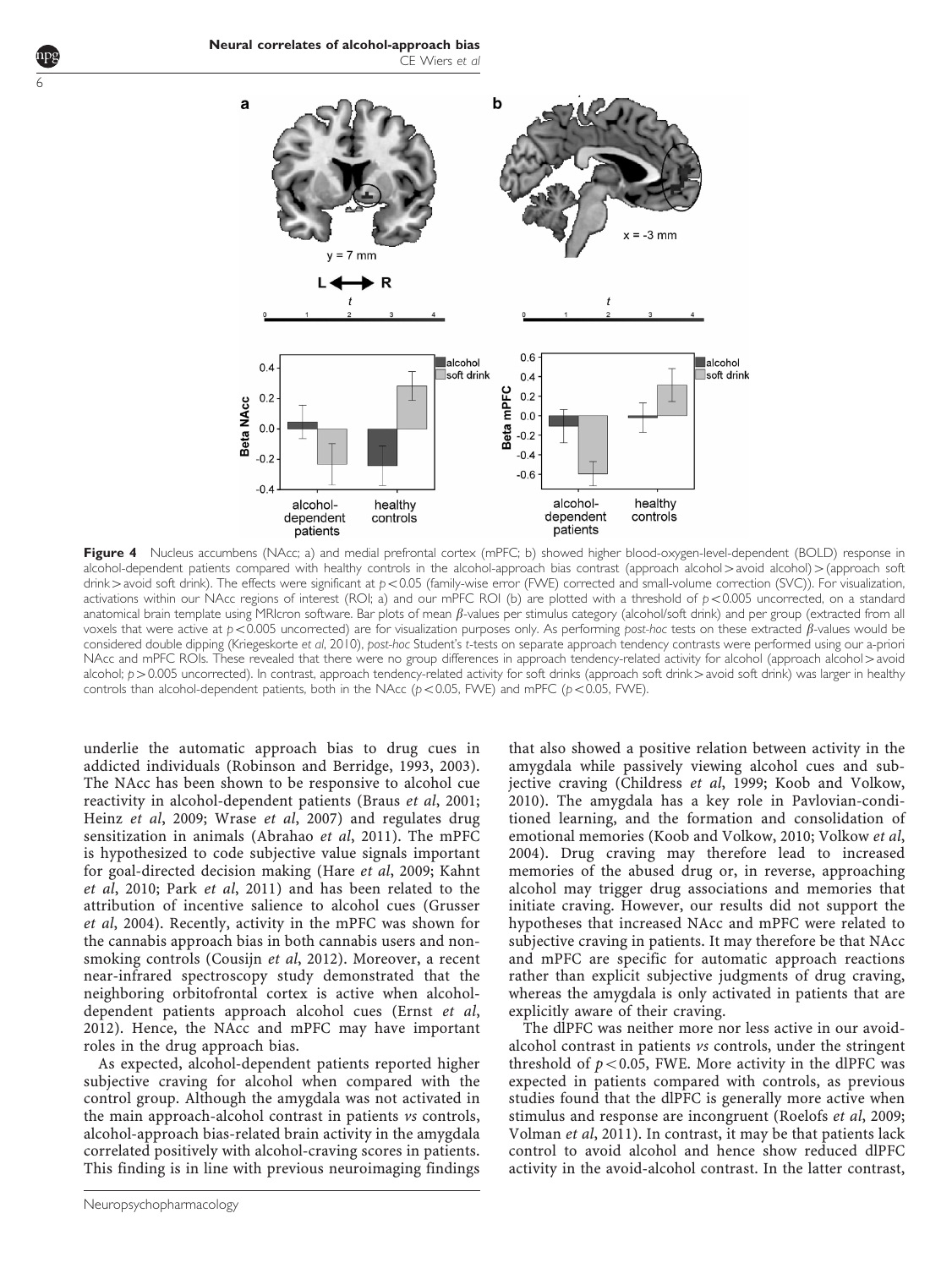**Figure 4** Nucleus accumbens (NAcc; a) and medial prefrontal cortex (mPFC; b) showed higher blood-oxygen-level-dependent (BOLD) response in alcohol-dependent patients compared with healthy controls in the alcohol-approach bias contrast (approach alcohol > avoid alcohol) > (approach soft drink > avoid soft drink). The effects were significant at $p < 0.05$ (family-wise error (FWE) corrected and small-volume correction (SVC)). For visualization, activations within our NAcc regions of interest (ROI; a) and our mPFC ROI (b) are plotted with a threshold of $p < 0.005$ uncorrected, on a standard anatomical brain template using MRIcron software. Bar plots of mean $\beta$-values per stimulus category (alcohol/soft drink) and per group (extracted from all voxels that were active at $p < 0.005$ uncorrected) are for visualization purposes only. As performing *post-hoc* tests on these extracted $\beta$-values would be considered double dipping (Kriegeskorte *et al*, 2010), *post-hoc* Student's *t*-tests on separate approach tendency contrasts were performed using our a-priori NAcc and mPFC ROIs. These revealed that there were no group differences in approach tendency-related activity for alcohol (approach alcohol > avoid alcohol; $p > 0.005$ uncorrected). In contrast, approach tendency-related activity for soft drinks (approach soft drink > avoid soft drink) was larger in healthy controls than alcohol-dependent patients, both in the NAcc ($p < 0.05$, FWE) and mPFC ($p < 0.05$, FWE).

underlie the automatic approach bias to drug cues in addicted individuals (Robinson and Berridge, 1993, 2003). The NAcc has been shown to be responsive to alcohol cue reactivity in alcohol-dependent patients (Braus *et al*, 2001; Heinz *et al*, 2009; Wrase *et al*, 2007) and regulates drug sensitization in animals (Abrahao *et al*, 2011). The mPFC is hypothesized to code subjective value signals important for goal-directed decision making (Hare *et al*, 2009; Kahnt *et al*, 2010; Park *et al*, 2011) and has been related to the attribution of incentive salience to alcohol cues (Grusser *et al*, 2004). Recently, activity in the mPFC was shown for the cannabis approach bias in both cannabis users and non-smoking controls (Cousijn *et al*, 2012). Moreover, a recent near-infrared spectroscopy study demonstrated that the neighboring orbitofrontal cortex is active when alcohol-dependent patients approach alcohol cues (Ernst *et al*, 2012). Hence, the NAcc and mPFC may have important roles in the drug approach bias.

As expected, alcohol-dependent patients reported higher subjective craving for alcohol when compared with the control group. Although the amygdala was not activated in the main approach-alcohol contrast in patients *vs* controls, alcohol-approach bias-related brain activity in the amygdala correlated positively with alcohol-craving scores in patients. This finding is in line with previous neuroimaging findings that also showed a positive relation between activity in the amygdala while passively viewing alcohol cues and subjective craving (Childress *et al*, 1999; Koob and Volkow, 2010). The amygdala has a key role in Pavlovian-conditioned learning, and the formation and consolidation of emotional memories (Koob and Volkow, 2010; Volkow *et al*, 2004). Drug craving may therefore lead to increased memories of the abused drug or, in reverse, approaching alcohol may trigger drug associations and memories that initiate craving. However, our results did not support the hypotheses that increased NAcc and mPFC were related to subjective craving in patients. It may therefore be that NAcc and mPFC are specific for automatic approach reactions rather than explicit subjective judgments of drug craving, whereas the amygdala is only activated in patients that are explicitly aware of their craving.

The dlPFC was neither more nor less active in our avoid-alcohol contrast in patients *vs* controls, under the stringent threshold of $p < 0.05$, FWE. More activity in the dlPFC was expected in patients compared with controls, as previous studies found that the dlPFC is generally more active when stimulus and response are incongruent (Roelofs *et al*, 2009; Volman *et al*, 2011). In contrast, it may be that patients lack control to avoid alcohol and hence show reduced dlPFC activity in the avoid-alcohol contrast. In the latter contrast,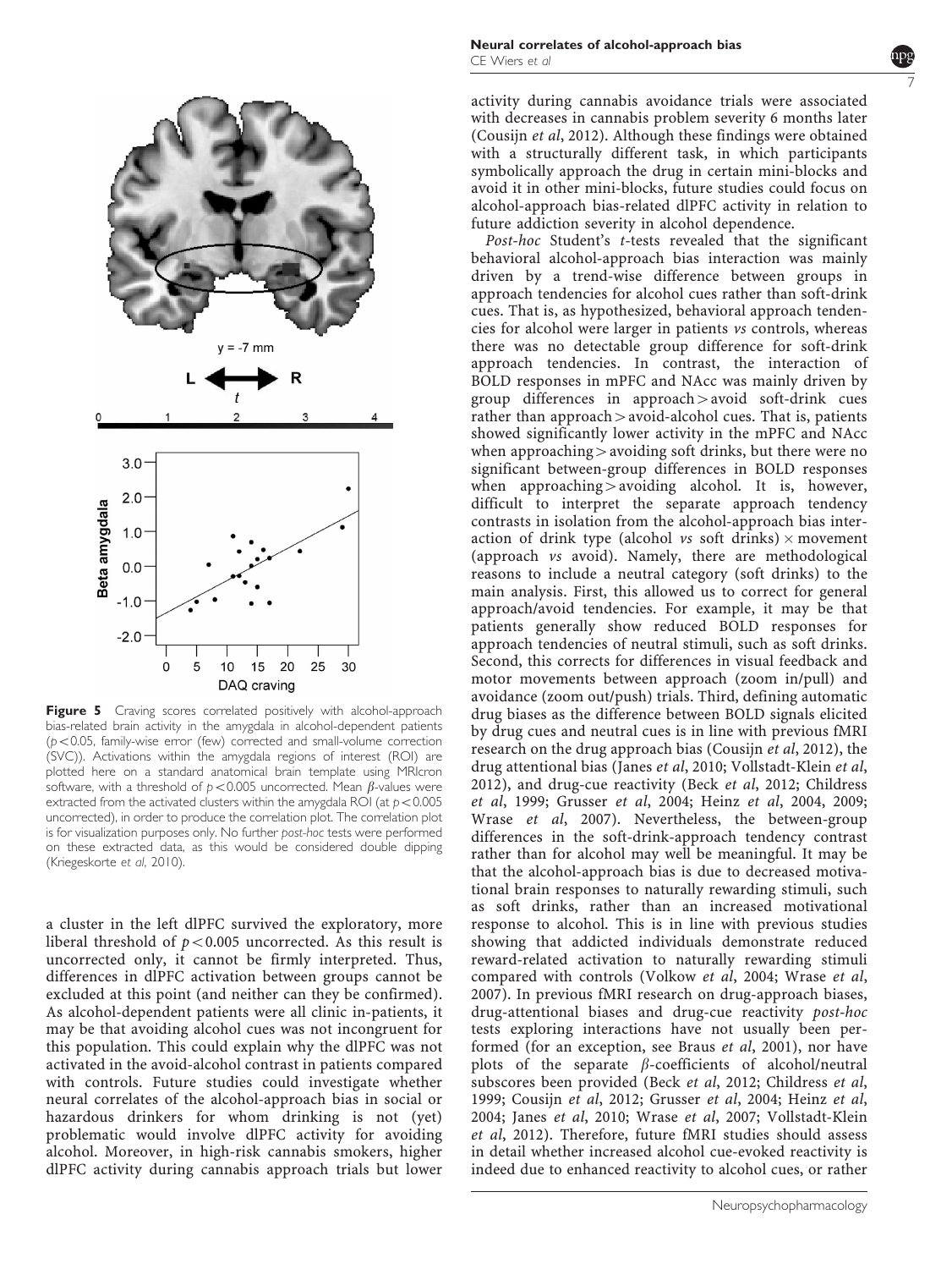y = -7 mm

L R

t

0 1 2 3 4

3.0
2.0
1.0
0.0
-1.0
-2.0

Beta amygdala

0 5 10 15 20 25 30

DAQ craving

**Figure 5** Craving scores correlated positively with alcohol-approach bias-related brain activity in the amygdala in alcohol-dependent patients ($p < 0.05$, family-wise error (few) corrected and small-volume correction (SVC)). Activations within the amygdala regions of interest (ROI) are plotted here on a standard anatomical brain template using MRIcron software, with a threshold of $p < 0.005$ uncorrected. Mean $\beta$-values were extracted from the activated clusters within the amygdala ROI (at $p < 0.005$ uncorrected), in order to produce the correlation plot. The correlation plot is for visualization purposes only. No further *post-hoc* tests were performed on these extracted data, as this would be considered double dipping (Kriegeskorte *et al*, 2010).

a cluster in the left dlPFC survived the exploratory, more liberal threshold of $p < 0.005$ uncorrected. As this result is uncorrected only, it cannot be firmly interpreted. Thus, differences in dlPFC activation between groups cannot be excluded at this point (and neither can they be confirmed). As alcohol-dependent patients were all clinic in-patients, it may be that avoiding alcohol cues was not incongruent for this population. This could explain why the dlPFC was not activated in the avoid-alcohol contrast in patients compared with controls. Future studies could investigate whether neural correlates of the alcohol-approach bias in social or hazardous drinkers for whom drinking is not (yet) problematic would involve dlPFC activity for avoiding alcohol. Moreover, in high-risk cannabis smokers, higher dlPFC activity during cannabis approach trials but lower activity during cannabis avoidance trials were associated with decreases in cannabis problem severity 6 months later (Cousijn *et al*, 2012). Although these findings were obtained with a structurally different task, in which participants symbolically approach the drug in certain mini-blocks and avoid it in other mini-blocks, future studies could focus on alcohol-approach bias-related dlPFC activity in relation to future addiction severity in alcohol dependence.

*Post-hoc* Student's *t*-tests revealed that the significant behavioral alcohol-approach bias interaction was mainly driven by a trend-wise difference between groups in approach tendencies for alcohol cues rather than soft-drink cues. That is, as hypothesized, behavioral approach tendencies for alcohol were larger in patients *vs* controls, whereas there was no detectable group difference for soft-drink approach tendencies. In contrast, the interaction of BOLD responses in mPFC and NAcc was mainly driven by group differences in approach > avoid soft-drink cues rather than approach > avoid-alcohol cues. That is, patients showed significantly lower activity in the mPFC and NAcc when approaching > avoiding soft drinks, but there were no significant between-group differences in BOLD responses when approaching > avoiding alcohol. It is, however, difficult to interpret the separate approach tendency contrasts in isolation from the alcohol-approach bias interaction of drink type (alcohol *vs* soft drinks) × movement (approach *vs* avoid). Namely, there are methodological reasons to include a neutral category (soft drinks) to the main analysis. First, this allowed us to correct for general approach/avoid tendencies. For example, it may be that patients generally show reduced BOLD responses for approach tendencies of neutral stimuli, such as soft drinks. Second, this corrects for differences in visual feedback and motor movements between approach (zoom in/pull) and avoidance (zoom out/push) trials. Third, defining automatic drug biases as the difference between BOLD signals elicited by drug cues and neutral cues is in line with previous fMRI research on the drug approach bias (Cousijn *et al*, 2012), the drug attentional bias (Janes *et al*, 2010; Vollstadt-Klein *et al*, 2012), and drug-cue reactivity (Beck *et al*, 2012; Childress *et al*, 1999; Grusser *et al*, 2004; Heinz *et al*, 2004, 2009; Wrase *et al*, 2007). Nevertheless, the between-group differences in the soft-drink-approach tendency contrast rather than for alcohol may well be meaningful. It may be that the alcohol-approach bias is due to decreased motivational brain responses to naturally rewarding stimuli, such as soft drinks, rather than an increased motivational response to alcohol. This is in line with previous studies showing that addicted individuals demonstrate reduced reward-related activation to naturally rewarding stimuli compared with controls (Volkow *et al*, 2004; Wrase *et al*, 2007). In previous fMRI research on drug-approach biases, drug-attentional biases and drug-cue reactivity *post-hoc* tests exploring interactions have not usually been performed (for an exception, see Braus *et al*, 2001), nor have plots of the separate $\beta$-coefficients of alcohol/neutral subscores been provided (Beck *et al*, 2012; Childress *et al*, 1999; Cousijn *et al*, 2012; Grusser *et al*, 2004; Heinz *et al*, 2004; Janes *et al*, 2010; Wrase *et al*, 2007; Vollstadt-Klein *et al*, 2012). Therefore, future fMRI studies should assess in detail whether increased alcohol cue-evoked reactivity is indeed due to enhanced reactivity to alcohol cues, or rather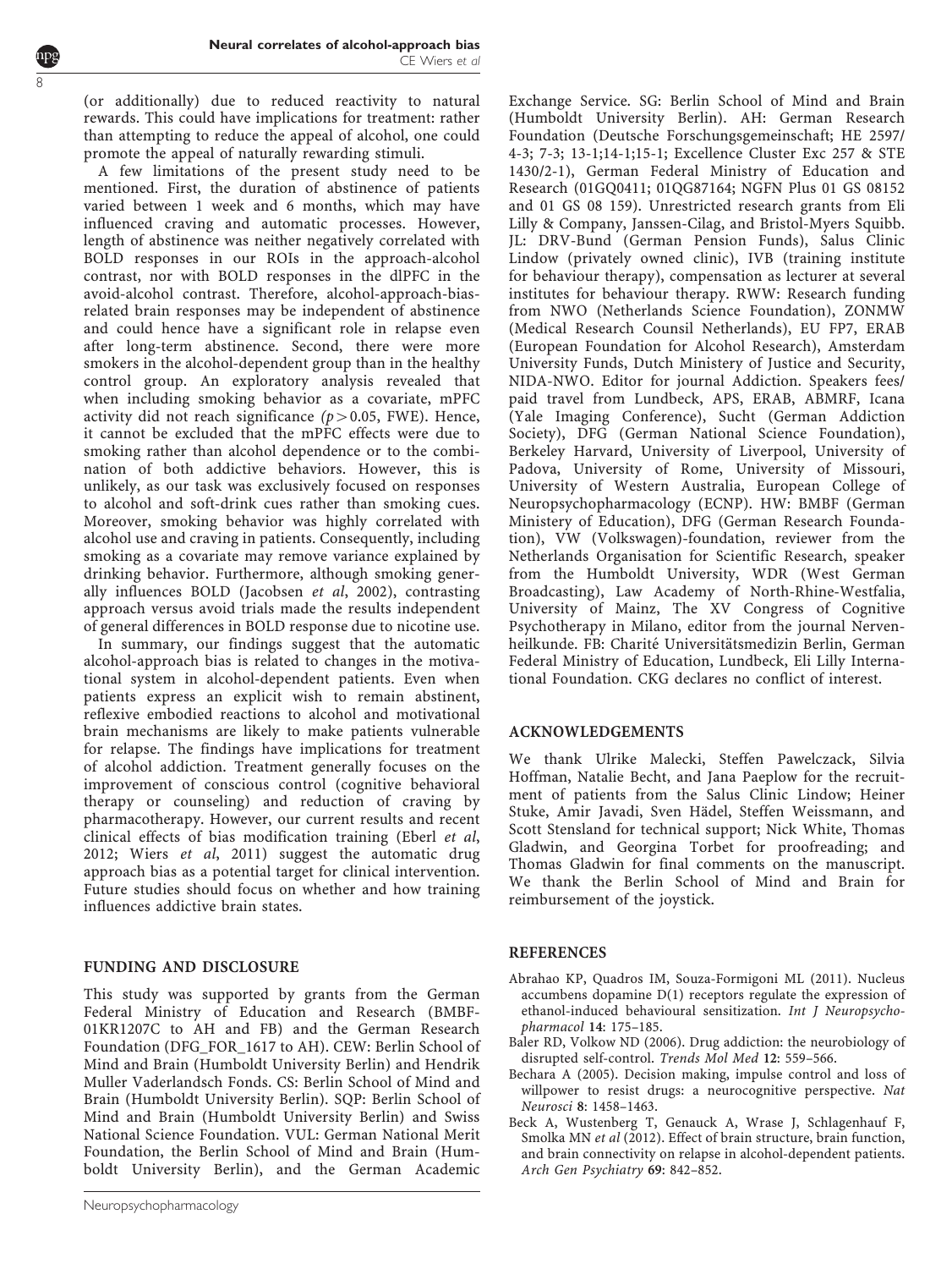(or additionally) due to reduced reactivity to natural rewards. This could have implications for treatment: rather than attempting to reduce the appeal of alcohol, one could promote the appeal of naturally rewarding stimuli.

A few limitations of the present study need to be mentioned. First, the duration of abstinence of patients varied between 1 week and 6 months, which may have influenced craving and automatic processes. However, length of abstinence was neither negatively correlated with BOLD responses in our ROIs in the approach-alcohol contrast, nor with BOLD responses in the dlPFC in the avoid-alcohol contrast. Therefore, alcohol-approach-bias-related brain responses may be independent of abstinence and could hence have a significant role in relapse even after long-term abstinence. Second, there were more smokers in the alcohol-dependent group than in the healthy control group. An exploratory analysis revealed that when including smoking behavior as a covariate, mPFC activity did not reach significance ($p > 0.05$, FWE). Hence, it cannot be excluded that the mPFC effects were due to smoking rather than alcohol dependence or to the combination of both addictive behaviors. However, this is unlikely, as our task was exclusively focused on responses to alcohol and soft-drink cues rather than smoking cues. Moreover, smoking behavior was highly correlated with alcohol use and craving in patients. Consequently, including smoking as a covariate may remove variance explained by drinking behavior. Furthermore, although smoking generally influences BOLD (Jacobsen *et al*, 2002), contrasting approach versus avoid trials made the results independent of general differences in BOLD response due to nicotine use.

In summary, our findings suggest that the automatic alcohol-approach bias is related to changes in the motivational system in alcohol-dependent patients. Even when patients express an explicit wish to remain abstinent, reflexive embodied reactions to alcohol and motivational brain mechanisms are likely to make patients vulnerable for relapse. The findings have implications for treatment of alcohol addiction. Treatment generally focuses on the improvement of conscious control (cognitive behavioral therapy or counseling) and reduction of craving by pharmacotherapy. However, our current results and recent clinical effects of bias modification training (Eberl *et al*, 2012; Wiers *et al*, 2011) suggest the automatic drug approach bias as a potential target for clinical intervention. Future studies should focus on whether and how training influences addictive brain states.

## FUNDING AND DISCLOSURE

This study was supported by grants from the German Federal Ministry of Education and Research (BMBF-01KR1207C to AH and FB) and the German Research Foundation (DFG_FOR_1617 to AH). CEW: Berlin School of Mind and Brain (Humboldt University Berlin) and Hendrik Muller Vaderlandsch Fonds. CS: Berlin School of Mind and Brain (Humboldt University Berlin). SQP: Berlin School of Mind and Brain (Humboldt University Berlin) and Swiss National Science Foundation. VUL: German National Merit Foundation, the Berlin School of Mind and Brain (Humboldt University Berlin), and the German Academic Exchange Service. SG: Berlin School of Mind and Brain (Humboldt University Berlin). AH: German Research Foundation (Deutsche Forschungsgemeinschaft; HE 2597/4-3; 7-3; 13-1;14-1;15-1; Excellence Cluster Exc 257 & STE 1430/2-1), German Federal Ministry of Education and Research (01GQ0411; 01QG87164; NGFN Plus 01 GS 08152 and 01 GS 08 159). Unrestricted research grants from Eli Lilly & Company, Janssen-Cilag, and Bristol-Myers Squibb. JL: DRV-Bund (German Pension Funds), Salus Clinic Lindow (privately owned clinic), IVB (training institute for behaviour therapy), compensation as lecturer at several institutes for behaviour therapy. RWW: Research funding from NWO (Netherlands Science Foundation), ZONMW (Medical Research Counsil Netherlands), EU FP7, ERAB (European Foundation for Alcohol Research), Amsterdam University Funds, Dutch Ministery of Justice and Security, NIDA-NWO. Editor for journal Addiction. Speakers fees/paid travel from Lundbeck, APS, ERAB, ABMRF, Icana (Yale Imaging Conference), Sucht (German Addiction Society), DFG (German National Science Foundation), Berkeley Harvard, University of Liverpool, University of Padova, University of Rome, University of Missouri, University of Western Australia, European College of Neuropsychopharmacology (ECNP). HW: BMBF (German Ministery of Education), DFG (German Research Foundation), VW (Volkswagen)-foundation, reviewer from the Netherlands Organisation for Scientific Research, speaker from the Humboldt University, WDR (West German Broadcasting), Law Academy of North-Rhine-Westfalia, University of Mainz, The XV Congress of Cognitive Psychotherapy in Milano, editor from the journal Nervenheilkunde. FB: Charité Universitätsmedizin Berlin, German Federal Ministry of Education, Lundbeck, Eli Lilly International Foundation. CKG declares no conflict of interest.

## ACKNOWLEDGEMENTS

We thank Ulrike Malecki, Steffen Pawelczack, Silvia Hoffman, Natalie Becht, and Jana Paeplow for the recruitment of patients from the Salus Clinic Lindow; Heiner Stuke, Amir Javadi, Sven Hädel, Steffen Weissmann, and Scott Stensland for technical support; Nick White, Thomas Gladwin, and Georgina Torbet for proofreading; and Thomas Gladwin for final comments on the manuscript. We thank the Berlin School of Mind and Brain for reimbursement of the joystick.

## REFERENCES

Abrahao KP, Quadros IM, Souza-Formigoni ML (2011). Nucleus accumbens dopamine D(1) receptors regulate the expression of ethanol-induced behavioural sensitization. *Int J Neuropsychopharmacol* **14**: 175–185.

Baler RD, Volkow ND (2006). Drug addiction: the neurobiology of disrupted self-control. *Trends Mol Med* **12**: 559–566.

Bechara A (2005). Decision making, impulse control and loss of willpower to resist drugs: a neurocognitive perspective. *Nat Neurosci* **8**: 1458–1463.

Beck A, Wustenberg T, Genauck A, Wrase J, Schlagenhauf F, Smolka MN *et al* (2012). Effect of brain structure, brain function, and brain connectivity on relapse in alcohol-dependent patients. *Arch Gen Psychiatry* **69**: 842–852.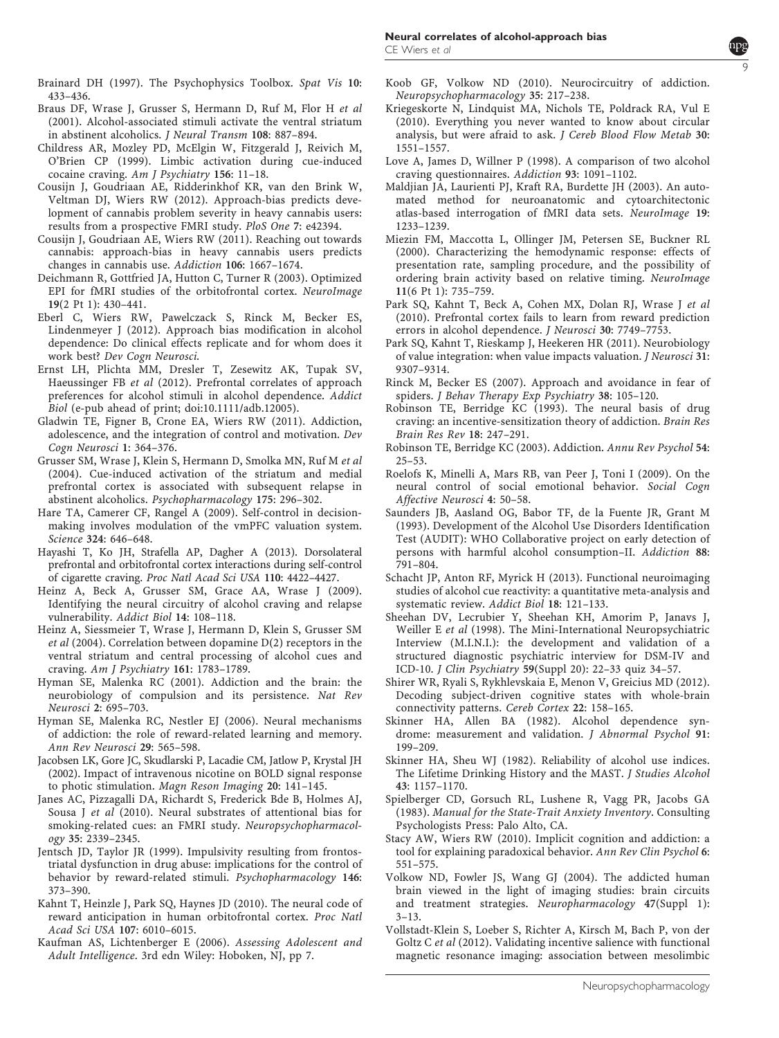Brainard DH (1997). The Psychophysics Toolbox. *Spat Vis* **10**: 433–436.

Braus DF, Wrase J, Grusser S, Hermann D, Ruf M, Flor H *et al* (2001). Alcohol-associated stimuli activate the ventral striatum in abstinent alcoholics. *J Neural Transm* **108**: 887–894.

Childress AR, Mozley PD, McElgin W, Fitzgerald J, Reivich M, O'Brien CP (1999). Limbic activation during cue-induced cocaine craving. *Am J Psychiatry* **156**: 11–18.

Cousijn J, Goudriaan AE, Ridderinkhof KR, van den Brink W, Veltman DJ, Wiers RW (2012). Approach-bias predicts development of cannabis problem severity in heavy cannabis users: results from a prospective FMRI study. *PloS One* **7**: e42394.

Cousijn J, Goudriaan AE, Wiers RW (2011). Reaching out towards cannabis: approach-bias in heavy cannabis users predicts changes in cannabis use. *Addiction* **106**: 1667–1674.

Deichmann R, Gottfried JA, Hutton C, Turner R (2003). Optimized EPI for fMRI studies of the orbitofrontal cortex. *NeuroImage* **19**(2 Pt 1): 430–441.

Eberl C, Wiers RW, Pawelczack S, Rinck M, Becker ES, Lindenmeyer J (2012). Approach bias modification in alcohol dependence: Do clinical effects replicate and for whom does it work best? *Dev Cogn Neurosci*.

Ernst LH, Plichta MM, Dresler T, Zesewitz AK, Tupak SV, Haeussinger FB *et al* (2012). Prefrontal correlates of approach preferences for alcohol stimuli in alcohol dependence. *Addict Biol* (e-pub ahead of print; doi:10.1111/adb.12005).

Gladwin TE, Figner B, Crone EA, Wiers RW (2011). Addiction, adolescence, and the integration of control and motivation. *Dev Cogn Neurosci* **1**: 364–376.

Grusser SM, Wrase J, Klein S, Hermann D, Smolka MN, Ruf M *et al* (2004). Cue-induced activation of the striatum and medial prefrontal cortex is associated with subsequent relapse in abstinent alcoholics. *Psychopharmacology* **175**: 296–302.

Hare TA, Camerer CF, Rangel A (2009). Self-control in decision-making involves modulation of the vmPFC valuation system. *Science* **324**: 646–648.

Hayashi T, Ko JH, Strafella AP, Dagher A (2013). Dorsolateral prefrontal and orbitofrontal cortex interactions during self-control of cigarette craving. *Proc Natl Acad Sci USA* **110**: 4422–4427.

Heinz A, Beck A, Grusser SM, Grace AA, Wrase J (2009). Identifying the neural circuitry of alcohol craving and relapse vulnerability. *Addict Biol* **14**: 108–118.

Heinz A, Siessmeier T, Wrase J, Hermann D, Klein S, Grusser SM *et al* (2004). Correlation between dopamine D(2) receptors in the ventral striatum and central processing of alcohol cues and craving. *Am J Psychiatry* **161**: 1783–1789.

Hyman SE, Malenka RC (2001). Addiction and the brain: the neurobiology of compulsion and its persistence. *Nat Rev Neurosci* **2**: 695–703.

Hyman SE, Malenka RC, Nestler EJ (2006). Neural mechanisms of addiction: the role of reward-related learning and memory. *Ann Rev Neurosci* **29**: 565–598.

Jacobsen LK, Gore JC, Skudlarski P, Lacadie CM, Jatlow P, Krystal JH (2002). Impact of intravenous nicotine on BOLD signal response to photic stimulation. *Magn Reson Imaging* **20**: 141–145.

Janes AC, Pizzagalli DA, Richardt S, Frederick Bde B, Holmes AJ, Sousa J *et al* (2010). Neural substrates of attentional bias for smoking-related cues: an FMRI study. *Neuropsychopharmacology* **35**: 2339–2345.

Jentsch JD, Taylor JR (1999). Impulsivity resulting from frontostriatal dysfunction in drug abuse: implications for the control of behavior by reward-related stimuli. *Psychopharmacology* **146**: 373–390.

Kahnt T, Heinzle J, Park SQ, Haynes JD (2010). The neural code of reward anticipation in human orbitofrontal cortex. *Proc Natl Acad Sci USA* **107**: 6010–6015.

Kaufman AS, Lichtenberger E (2006). *Assessing Adolescent and Adult Intelligence*. 3rd edn Wiley: Hoboken, NJ, pp 7.

Koob GF, Volkow ND (2010). Neurocircuitry of addiction. *Neuropsychopharmacology* **35**: 217–238.

Kriegeskorte N, Lindquist MA, Nichols TE, Poldrack RA, Vul E (2010). Everything you never wanted to know about circular analysis, but were afraid to ask. *J Cereb Blood Flow Metab* **30**: 1551–1557.

Love A, James D, Willner P (1998). A comparison of two alcohol craving questionnaires. *Addiction* **93**: 1091–1102.

Maldjian JA, Laurienti PJ, Kraft RA, Burdette JH (2003). An automated method for neuroanatomic and cytoarchitectonic atlas-based interrogation of fMRI data sets. *NeuroImage* **19**: 1233–1239.

Miezin FM, Maccotta L, Ollinger JM, Petersen SE, Buckner RL (2000). Characterizing the hemodynamic response: effects of presentation rate, sampling procedure, and the possibility of ordering brain activity based on relative timing. *NeuroImage* **11**(6 Pt 1): 735–759.

Park SQ, Kahnt T, Beck A, Cohen MX, Dolan RJ, Wrase J *et al* (2010). Prefrontal cortex fails to learn from reward prediction errors in alcohol dependence. *J Neurosci* **30**: 7749–7753.

Park SQ, Kahnt T, Rieskamp J, Heekeren HR (2011). Neurobiology of value integration: when value impacts valuation. *J Neurosci* **31**: 9307–9314.

Rinck M, Becker ES (2007). Approach and avoidance in fear of spiders. *J Behav Therapy Exp Psychiatry* **38**: 105–120.

Robinson TE, Berridge KC (1993). The neural basis of drug craving: an incentive-sensitization theory of addiction. *Brain Res Brain Res Rev* **18**: 247–291.

Robinson TE, Berridge KC (2003). Addiction. *Annu Rev Psychol* **54**: 25–53.

Roelofs K, Minelli A, Mars RB, van Peer J, Toni I (2009). On the neural control of social emotional behavior. *Social Cogn Affective Neurosci* **4**: 50–58.

Saunders JB, Aasland OG, Babor TF, de la Fuente JR, Grant M (1993). Development of the Alcohol Use Disorders Identification Test (AUDIT): WHO Collaborative project on early detection of persons with harmful alcohol consumption–II. *Addiction* **88**: 791–804.

Schacht JP, Anton RF, Myrick H (2013). Functional neuroimaging studies of alcohol cue reactivity: a quantitative meta-analysis and systematic review. *Addict Biol* **18**: 121–133.

Sheehan DV, Lecrubier Y, Sheehan KH, Amorim P, Janavs J, Weiller E *et al* (1998). The Mini-International Neuropsychiatric Interview (M.I.N.I.): the development and validation of a structured diagnostic psychiatric interview for DSM-IV and ICD-10. *J Clin Psychiatry* **59**(Suppl 20): 22–33 quiz 34–57.

Shirer WR, Ryali S, Rykhlevskaia E, Menon V, Greicius MD (2012). Decoding subject-driven cognitive states with whole-brain connectivity patterns. *Cereb Cortex* **22**: 158–165.

Skinner HA, Allen BA (1982). Alcohol dependence syndrome: measurement and validation. *J Abnormal Psychol* **91**: 199–209.

Skinner HA, Sheu WJ (1982). Reliability of alcohol use indices. The Lifetime Drinking History and the MAST. *J Studies Alcohol* **43**: 1157–1170.

Spielberger CD, Gorsuch RL, Lushene R, Vagg PR, Jacobs GA (1983). *Manual for the State-Trait Anxiety Inventory*. Consulting Psychologists Press: Palo Alto, CA.

Stacy AW, Wiers RW (2010). Implicit cognition and addiction: a tool for explaining paradoxical behavior. *Ann Rev Clin Psychol* **6**: 551–575.

Volkow ND, Fowler JS, Wang GJ (2004). The addicted human brain viewed in the light of imaging studies: brain circuits and treatment strategies. *Neuropharmacology* **47**(Suppl 1): 3–13.

Vollstadt-Klein S, Loeber S, Richter A, Kirsch M, Bach P, von der Goltz C *et al* (2012). Validating incentive salience with functional magnetic resonance imaging: association between mesolimbic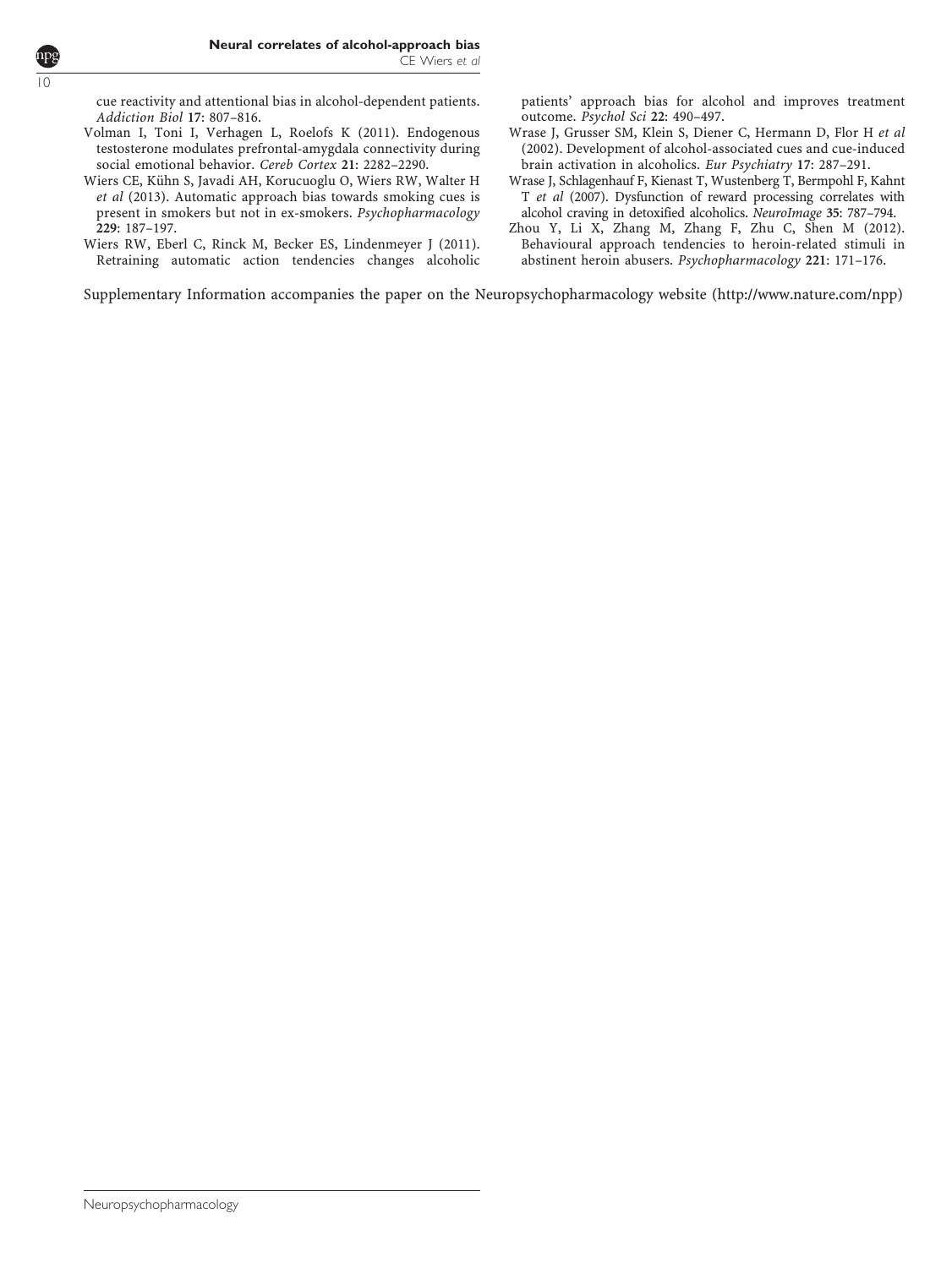cue reactivity and attentional bias in alcohol-dependent patients. *Addiction Biol* **17**: 807–816.

Volman I, Toni I, Verhagen L, Roelofs K (2011). Endogenous testosterone modulates prefrontal-amygdala connectivity during social emotional behavior. *Cereb Cortex* **21**: 2282–2290.

Wiers CE, Kühn S, Javadi AH, Korucuoglu O, Wiers RW, Walter H *et al* (2013). Automatic approach bias towards smoking cues is present in smokers but not in ex-smokers. *Psychopharmacology* **229**: 187–197.

Wiers RW, Eberl C, Rinck M, Becker ES, Lindenmeyer J (2011). Retraining automatic action tendencies changes alcoholic patients' approach bias for alcohol and improves treatment outcome. *Psychol Sci* **22**: 490–497.

Wrase J, Grusser SM, Klein S, Diener C, Hermann D, Flor H *et al* (2002). Development of alcohol-associated cues and cue-induced brain activation in alcoholics. *Eur Psychiatry* **17**: 287–291.

Wrase J, Schlagenhauf F, Kienast T, Wustenberg T, Bermpohl F, Kahnt T *et al* (2007). Dysfunction of reward processing correlates with alcohol craving in detoxified alcoholics. *NeuroImage* **35**: 787–794.

Zhou Y, Li X, Zhang M, Zhang F, Zhu C, Shen M (2012). Behavioural approach tendencies to heroin-related stimuli in abstinent heroin abusers. *Psychopharmacology* **221**: 171–176.

Supplementary Information accompanies the paper on the Neuropsychopharmacology website (http://www.nature.com/npp)